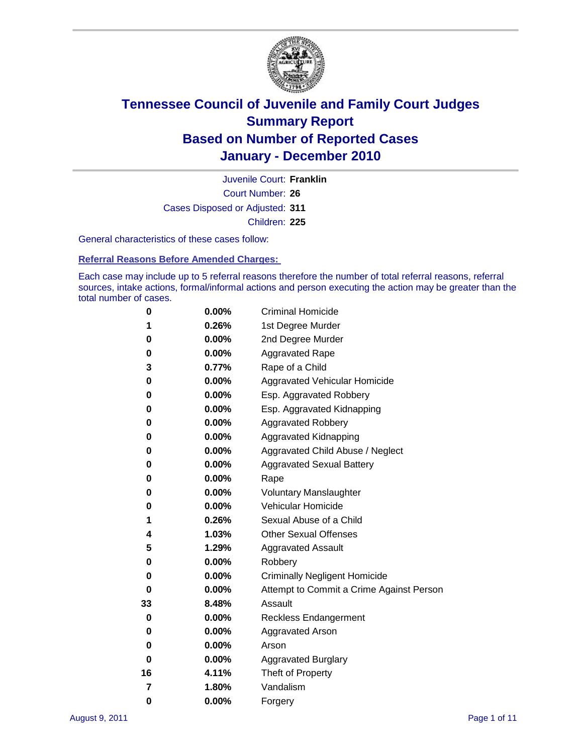# Tennessee Council of Juvenile and Family Court Judges
# Summary Report
# Based on Number of Reported Cases
# January - December 2010

Juvenile Court: **Franklin**

Court Number: **26**

Cases Disposed or Adjusted: **311**

Children: **225**

General characteristics of these cases follow:

## Referral Reasons Before Amended Charges:

Each case may include up to 5 referral reasons therefore the number of total referral reasons, referral sources, intake actions, formal/informal actions and person executing the action may be greater than the total number of cases.

| | | |
|---|---|---|
| 0 | 0.00% | Criminal Homicide |
| 1 | 0.26% | 1st Degree Murder |
| 0 | 0.00% | 2nd Degree Murder |
| 0 | 0.00% | Aggravated Rape |
| 3 | 0.77% | Rape of a Child |
| 0 | 0.00% | Aggravated Vehicular Homicide |
| 0 | 0.00% | Esp. Aggravated Robbery |
| 0 | 0.00% | Esp. Aggravated Kidnapping |
| 0 | 0.00% | Aggravated Robbery |
| 0 | 0.00% | Aggravated Kidnapping |
| 0 | 0.00% | Aggravated Child Abuse / Neglect |
| 0 | 0.00% | Aggravated Sexual Battery |
| 0 | 0.00% | Rape |
| 0 | 0.00% | Voluntary Manslaughter |
| 0 | 0.00% | Vehicular Homicide |
| 1 | 0.26% | Sexual Abuse of a Child |
| 4 | 1.03% | Other Sexual Offenses |
| 5 | 1.29% | Aggravated Assault |
| 0 | 0.00% | Robbery |
| 0 | 0.00% | Criminally Negligent Homicide |
| 0 | 0.00% | Attempt to Commit a Crime Against Person |
| 33 | 8.48% | Assault |
| 0 | 0.00% | Reckless Endangerment |
| 0 | 0.00% | Aggravated Arson |
| 0 | 0.00% | Arson |
| 0 | 0.00% | Aggravated Burglary |
| 16 | 4.11% | Theft of Property |
| 7 | 1.80% | Vandalism |
| 0 | 0.00% | Forgery |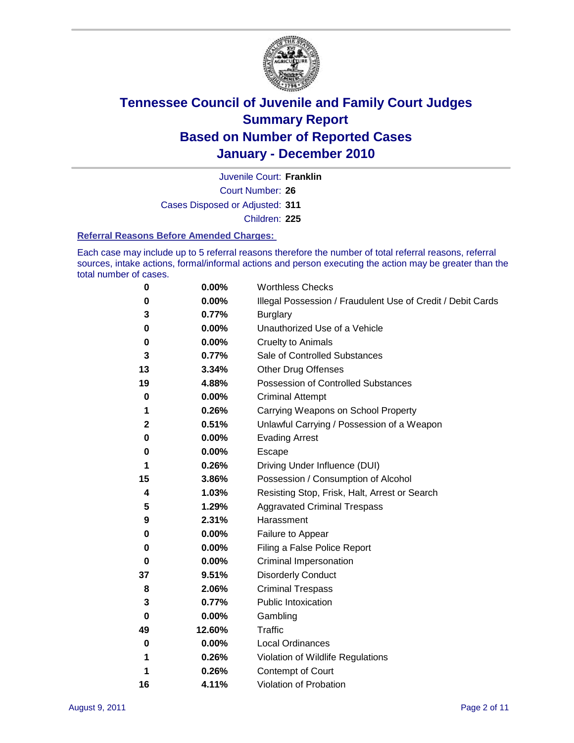# Tennessee Council of Juvenile and Family Court Judges
## Summary Report
## Based on Number of Reported Cases
## January - December 2010

Juvenile Court: **Franklin**

Court Number: **26**

Cases Disposed or Adjusted: **311**

Children: **225**

### Referral Reasons Before Amended Charges:

Each case may include up to 5 referral reasons therefore the number of total referral reasons, referral sources, intake actions, formal/informal actions and person executing the action may be greater than the total number of cases.

| Count | Percent | Referral Reason |
|---|---|---|
| 0 | 0.00% | Worthless Checks |
| 0 | 0.00% | Illegal Possession / Fraudulent Use of Credit / Debit Cards |
| 3 | 0.77% | Burglary |
| 0 | 0.00% | Unauthorized Use of a Vehicle |
| 0 | 0.00% | Cruelty to Animals |
| 3 | 0.77% | Sale of Controlled Substances |
| 13 | 3.34% | Other Drug Offenses |
| 19 | 4.88% | Possession of Controlled Substances |
| 0 | 0.00% | Criminal Attempt |
| 1 | 0.26% | Carrying Weapons on School Property |
| 2 | 0.51% | Unlawful Carrying / Possession of a Weapon |
| 0 | 0.00% | Evading Arrest |
| 0 | 0.00% | Escape |
| 1 | 0.26% | Driving Under Influence (DUI) |
| 15 | 3.86% | Possession / Consumption of Alcohol |
| 4 | 1.03% | Resisting Stop, Frisk, Halt, Arrest or Search |
| 5 | 1.29% | Aggravated Criminal Trespass |
| 9 | 2.31% | Harassment |
| 0 | 0.00% | Failure to Appear |
| 0 | 0.00% | Filing a False Police Report |
| 0 | 0.00% | Criminal Impersonation |
| 37 | 9.51% | Disorderly Conduct |
| 8 | 2.06% | Criminal Trespass |
| 3 | 0.77% | Public Intoxication |
| 0 | 0.00% | Gambling |
| 49 | 12.60% | Traffic |
| 0 | 0.00% | Local Ordinances |
| 1 | 0.26% | Violation of Wildlife Regulations |
| 1 | 0.26% | Contempt of Court |
| 16 | 4.11% | Violation of Probation |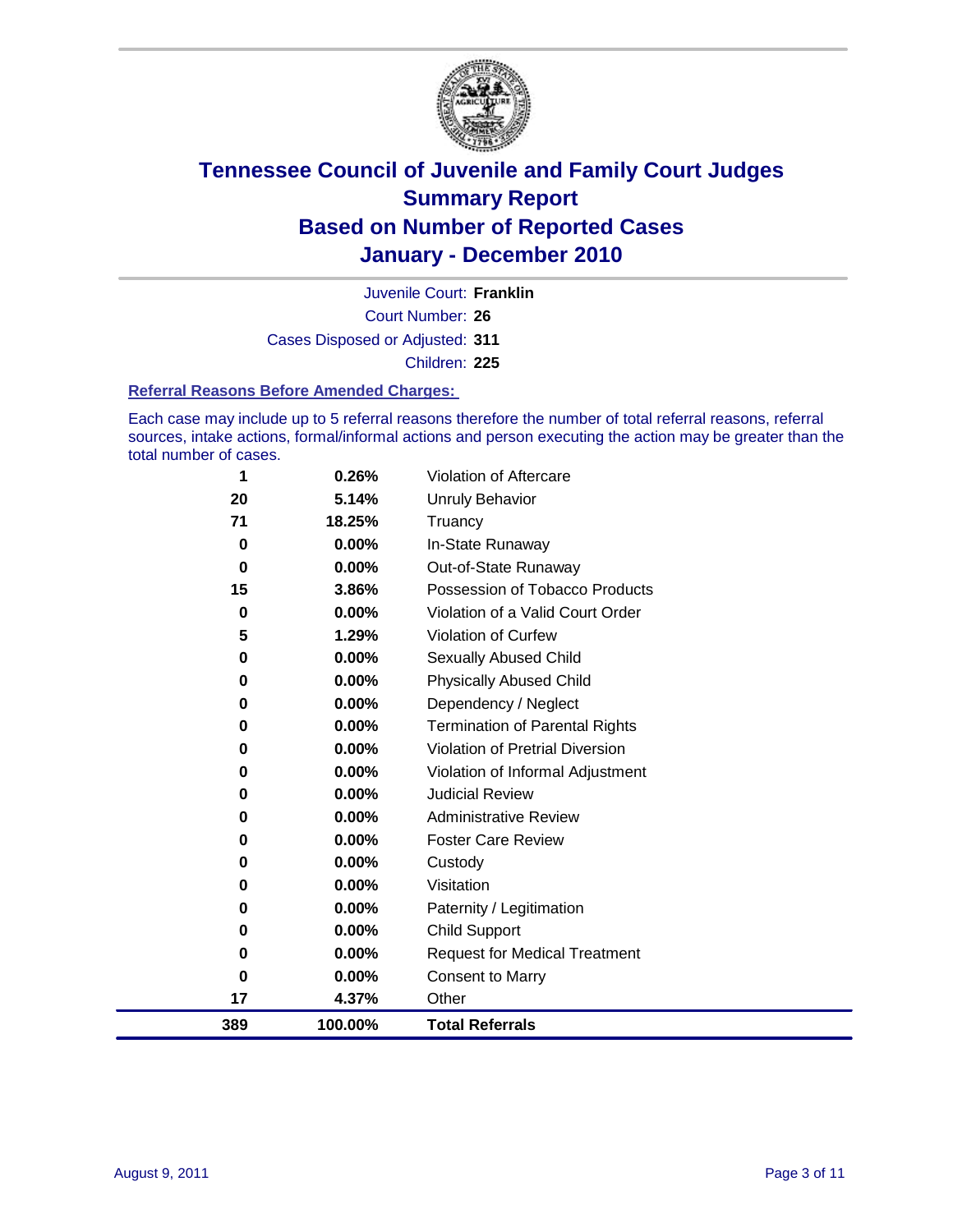# Tennessee Council of Juvenile and Family Court Judges
## Summary Report
## Based on Number of Reported Cases
## January - December 2010

Juvenile Court: **Franklin**

Court Number: **26**

Cases Disposed or Adjusted: **311**

Children: **225**

### Referral Reasons Before Amended Charges:

Each case may include up to 5 referral reasons therefore the number of total referral reasons, referral sources, intake actions, formal/informal actions and person executing the action may be greater than the total number of cases.

| Count | Percent | Referral Reason |
|---|---|---|
| 1 | 0.26% | Violation of Aftercare |
| 20 | 5.14% | Unruly Behavior |
| 71 | 18.25% | Truancy |
| 0 | 0.00% | In-State Runaway |
| 0 | 0.00% | Out-of-State Runaway |
| 15 | 3.86% | Possession of Tobacco Products |
| 0 | 0.00% | Violation of a Valid Court Order |
| 5 | 1.29% | Violation of Curfew |
| 0 | 0.00% | Sexually Abused Child |
| 0 | 0.00% | Physically Abused Child |
| 0 | 0.00% | Dependency / Neglect |
| 0 | 0.00% | Termination of Parental Rights |
| 0 | 0.00% | Violation of Pretrial Diversion |
| 0 | 0.00% | Violation of Informal Adjustment |
| 0 | 0.00% | Judicial Review |
| 0 | 0.00% | Administrative Review |
| 0 | 0.00% | Foster Care Review |
| 0 | 0.00% | Custody |
| 0 | 0.00% | Visitation |
| 0 | 0.00% | Paternity / Legitimation |
| 0 | 0.00% | Child Support |
| 0 | 0.00% | Request for Medical Treatment |
| 0 | 0.00% | Consent to Marry |
| 17 | 4.37% | Other |
| **389** | **100.00%** | **Total Referrals** |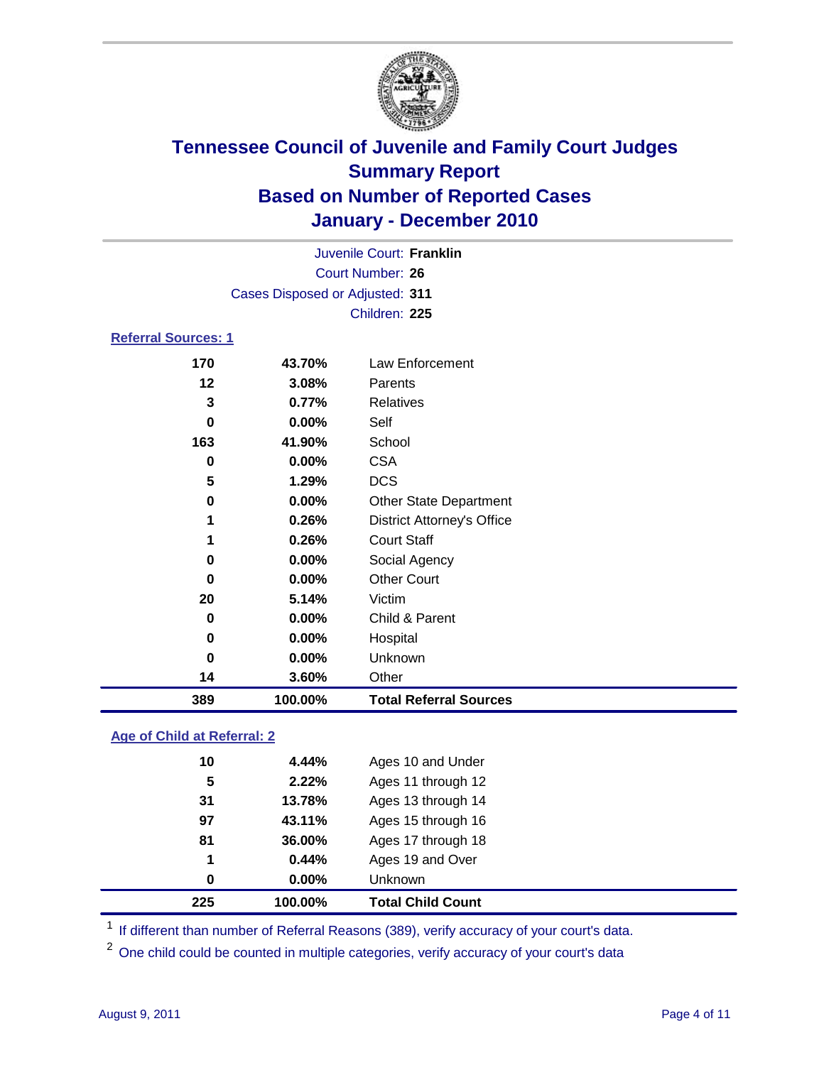# Tennessee Council of Juvenile and Family Court Judges
## Summary Report
## Based on Number of Reported Cases
## January - December 2010

Juvenile Court: **Franklin**

Court Number: **26**

Cases Disposed or Adjusted: **311**

Children: **225**

### Referral Sources: 1

| Count | Percent | Source |
|---|---|---|
| 170 | 43.70% | Law Enforcement |
| 12 | 3.08% | Parents |
| 3 | 0.77% | Relatives |
| 0 | 0.00% | Self |
| 163 | 41.90% | School |
| 0 | 0.00% | CSA |
| 5 | 1.29% | DCS |
| 0 | 0.00% | Other State Department |
| 1 | 0.26% | District Attorney's Office |
| 1 | 0.26% | Court Staff |
| 0 | 0.00% | Social Agency |
| 0 | 0.00% | Other Court |
| 20 | 5.14% | Victim |
| 0 | 0.00% | Child & Parent |
| 0 | 0.00% | Hospital |
| 0 | 0.00% | Unknown |
| 14 | 3.60% | Other |
| **389** | **100.00%** | **Total Referral Sources** |

### Age of Child at Referral: 2

| Count | Percent | Age |
|---|---|---|
| 10 | 4.44% | Ages 10 and Under |
| 5 | 2.22% | Ages 11 through 12 |
| 31 | 13.78% | Ages 13 through 14 |
| 97 | 43.11% | Ages 15 through 16 |
| 81 | 36.00% | Ages 17 through 18 |
| 1 | 0.44% | Ages 19 and Over |
| 0 | 0.00% | Unknown |
| **225** | **100.00%** | **Total Child Count** |

[1] If different than number of Referral Reasons (389), verify accuracy of your court's data.

[2] One child could be counted in multiple categories, verify accuracy of your court's data

August 9, 2011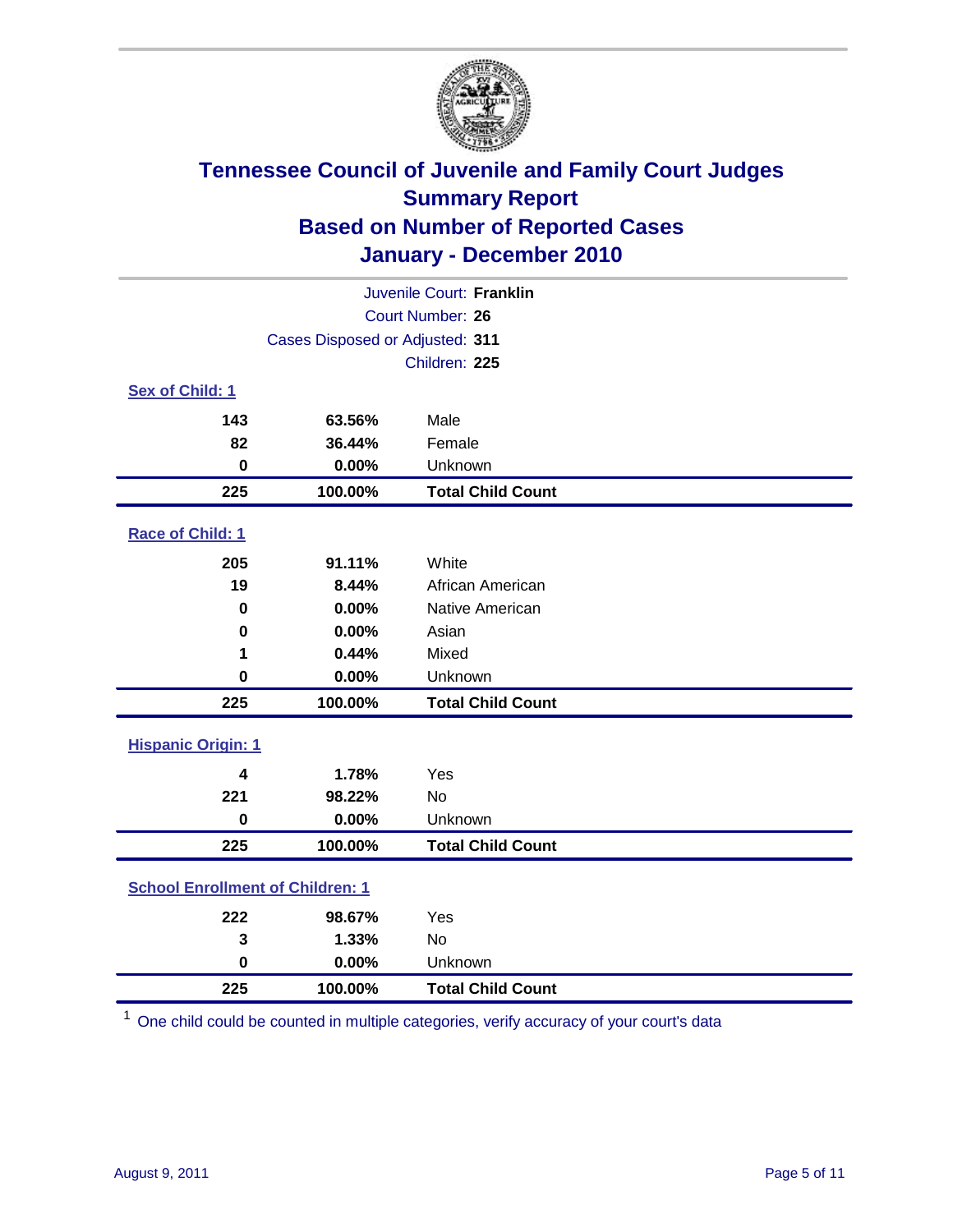# Tennessee Council of Juvenile and Family Court Judges
## Summary Report
## Based on Number of Reported Cases
## January - December 2010

Juvenile Court: **Franklin**
Court Number: **26**
Cases Disposed or Adjusted: **311**
Children: **225**

### Sex of Child: 1

| | | |
|---|---|---|
| 143 | 63.56% | Male |
| 82 | 36.44% | Female |
| 0 | 0.00% | Unknown |
| **225** | **100.00%** | **Total Child Count** |

### Race of Child: 1

| | | |
|---|---|---|
| 205 | 91.11% | White |
| 19 | 8.44% | African American |
| 0 | 0.00% | Native American |
| 0 | 0.00% | Asian |
| 1 | 0.44% | Mixed |
| 0 | 0.00% | Unknown |
| **225** | **100.00%** | **Total Child Count** |

### Hispanic Origin: 1

| | | |
|---|---|---|
| 4 | 1.78% | Yes |
| 221 | 98.22% | No |
| 0 | 0.00% | Unknown |
| **225** | **100.00%** | **Total Child Count** |

### School Enrollment of Children: 1

| | | |
|---|---|---|
| 222 | 98.67% | Yes |
| 3 | 1.33% | No |
| 0 | 0.00% | Unknown |
| **225** | **100.00%** | **Total Child Count** |

[1] One child could be counted in multiple categories, verify accuracy of your court's data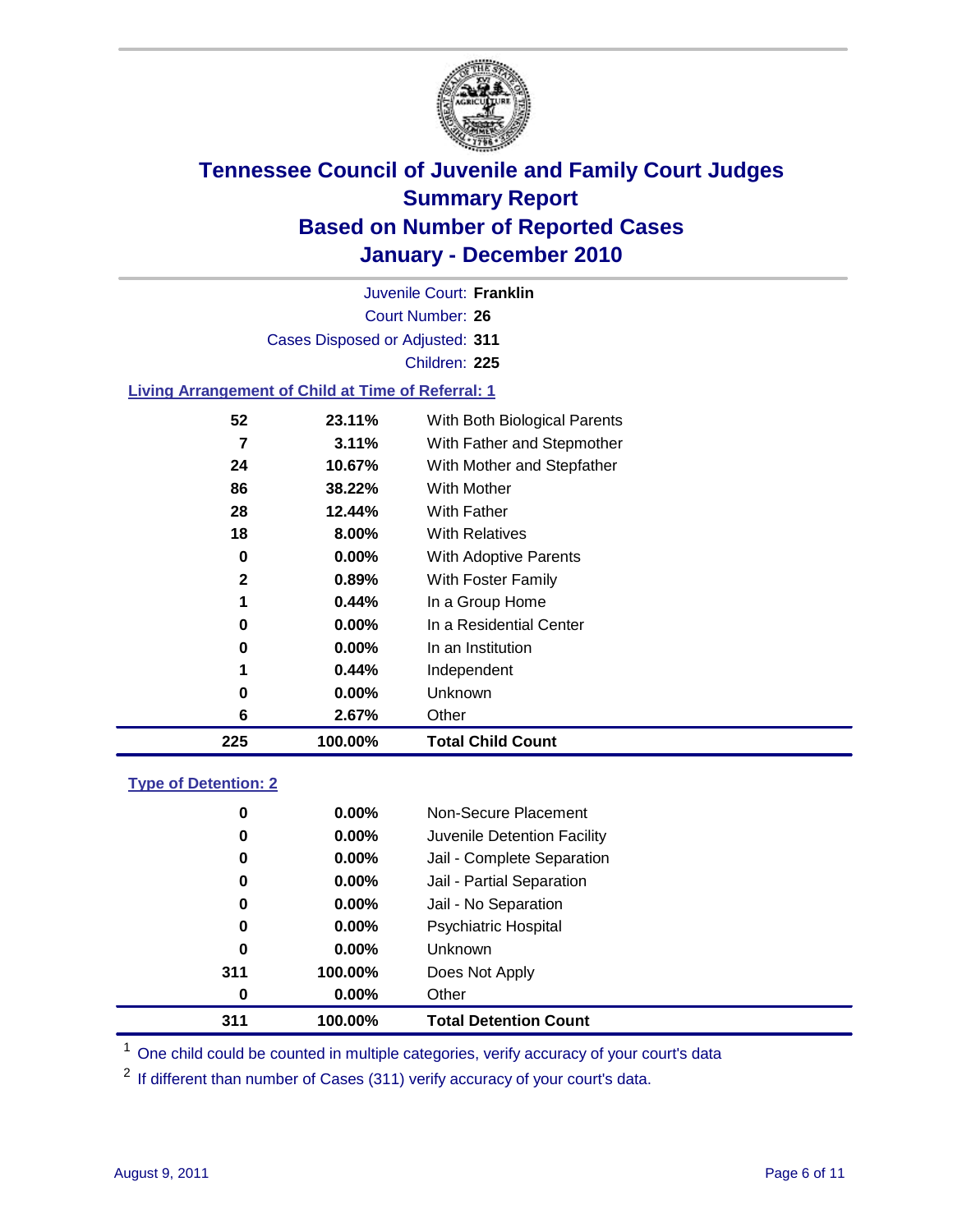# Tennessee Council of Juvenile and Family Court Judges
## Summary Report
## Based on Number of Reported Cases
## January - December 2010

Juvenile Court: **Franklin**
Court Number: **26**
Cases Disposed or Adjusted: **311**
Children: **225**

### Living Arrangement of Child at Time of Referral: 1

| Count | Percent | Category |
|---|---|---|
| 52 | 23.11% | With Both Biological Parents |
| 7 | 3.11% | With Father and Stepmother |
| 24 | 10.67% | With Mother and Stepfather |
| 86 | 38.22% | With Mother |
| 28 | 12.44% | With Father |
| 18 | 8.00% | With Relatives |
| 0 | 0.00% | With Adoptive Parents |
| 2 | 0.89% | With Foster Family |
| 1 | 0.44% | In a Group Home |
| 0 | 0.00% | In a Residential Center |
| 0 | 0.00% | In an Institution |
| 1 | 0.44% | Independent |
| 0 | 0.00% | Unknown |
| 6 | 2.67% | Other |
| **225** | **100.00%** | **Total Child Count** |

### Type of Detention: 2

| Count | Percent | Category |
|---|---|---|
| 0 | 0.00% | Non-Secure Placement |
| 0 | 0.00% | Juvenile Detention Facility |
| 0 | 0.00% | Jail - Complete Separation |
| 0 | 0.00% | Jail - Partial Separation |
| 0 | 0.00% | Jail - No Separation |
| 0 | 0.00% | Psychiatric Hospital |
| 0 | 0.00% | Unknown |
| 311 | 100.00% | Does Not Apply |
| 0 | 0.00% | Other |
| **311** | **100.00%** | **Total Detention Count** |

[1] One child could be counted in multiple categories, verify accuracy of your court's data

[2] If different than number of Cases (311) verify accuracy of your court's data.

August 9, 2011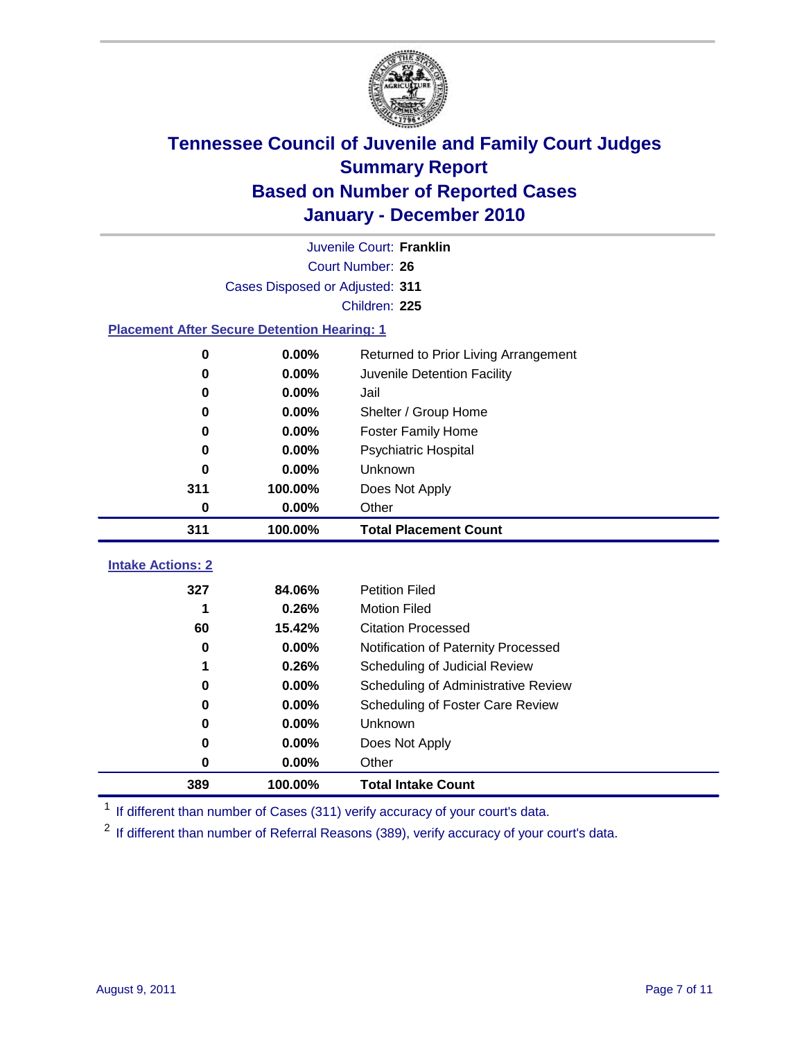# Tennessee Council of Juvenile and Family Court Judges
## Summary Report
## Based on Number of Reported Cases
## January - December 2010

Juvenile Court: **Franklin**

Court Number: **26**

Cases Disposed or Adjusted: **311**

Children: **225**

### Placement After Secure Detention Hearing: 1

| | | |
|---|---|---|
| 0 | 0.00% | Returned to Prior Living Arrangement |
| 0 | 0.00% | Juvenile Detention Facility |
| 0 | 0.00% | Jail |
| 0 | 0.00% | Shelter / Group Home |
| 0 | 0.00% | Foster Family Home |
| 0 | 0.00% | Psychiatric Hospital |
| 0 | 0.00% | Unknown |
| 311 | 100.00% | Does Not Apply |
| 0 | 0.00% | Other |
| **311** | **100.00%** | **Total Placement Count** |

### Intake Actions: 2

| | | |
|---|---|---|
| 327 | 84.06% | Petition Filed |
| 1 | 0.26% | Motion Filed |
| 60 | 15.42% | Citation Processed |
| 0 | 0.00% | Notification of Paternity Processed |
| 1 | 0.26% | Scheduling of Judicial Review |
| 0 | 0.00% | Scheduling of Administrative Review |
| 0 | 0.00% | Scheduling of Foster Care Review |
| 0 | 0.00% | Unknown |
| 0 | 0.00% | Does Not Apply |
| 0 | 0.00% | Other |
| **389** | **100.00%** | **Total Intake Count** |

[1] If different than number of Cases (311) verify accuracy of your court's data.

[2] If different than number of Referral Reasons (389), verify accuracy of your court's data.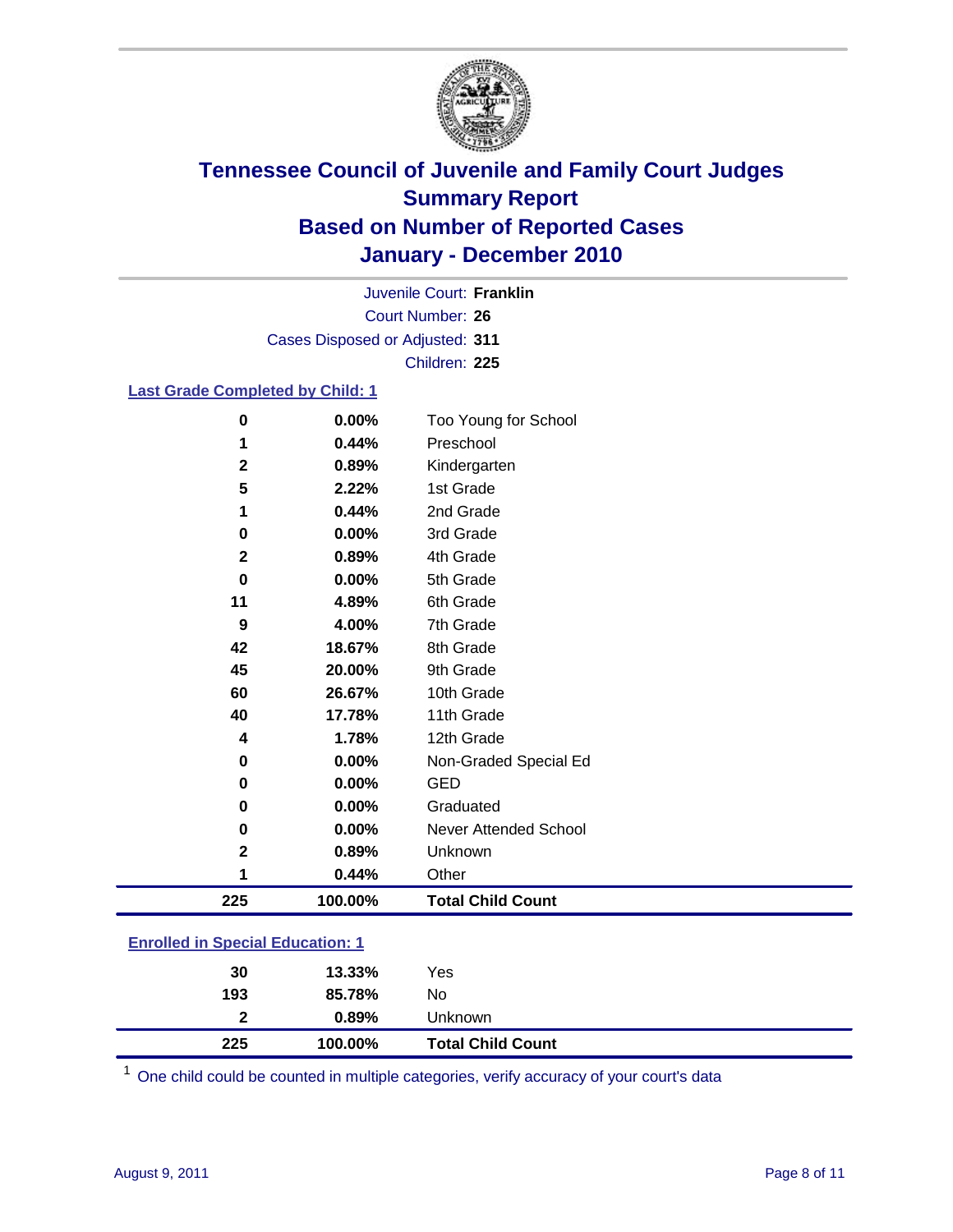# Tennessee Council of Juvenile and Family Court Judges
## Summary Report
## Based on Number of Reported Cases
## January - December 2010

Juvenile Court: **Franklin**

Court Number: **26**

Cases Disposed or Adjusted: **311**

Children: **225**

### Last Grade Completed by Child: 1

| Count | Percent | Category |
|---|---|---|
| 0 | 0.00% | Too Young for School |
| 1 | 0.44% | Preschool |
| 2 | 0.89% | Kindergarten |
| 5 | 2.22% | 1st Grade |
| 1 | 0.44% | 2nd Grade |
| 0 | 0.00% | 3rd Grade |
| 2 | 0.89% | 4th Grade |
| 0 | 0.00% | 5th Grade |
| 11 | 4.89% | 6th Grade |
| 9 | 4.00% | 7th Grade |
| 42 | 18.67% | 8th Grade |
| 45 | 20.00% | 9th Grade |
| 60 | 26.67% | 10th Grade |
| 40 | 17.78% | 11th Grade |
| 4 | 1.78% | 12th Grade |
| 0 | 0.00% | Non-Graded Special Ed |
| 0 | 0.00% | GED |
| 0 | 0.00% | Graduated |
| 0 | 0.00% | Never Attended School |
| 2 | 0.89% | Unknown |
| 1 | 0.44% | Other |
| **225** | **100.00%** | **Total Child Count** |

### Enrolled in Special Education: 1

| Count | Percent | Category |
|---|---|---|
| 30 | 13.33% | Yes |
| 193 | 85.78% | No |
| 2 | 0.89% | Unknown |
| **225** | **100.00%** | **Total Child Count** |

[1] One child could be counted in multiple categories, verify accuracy of your court's data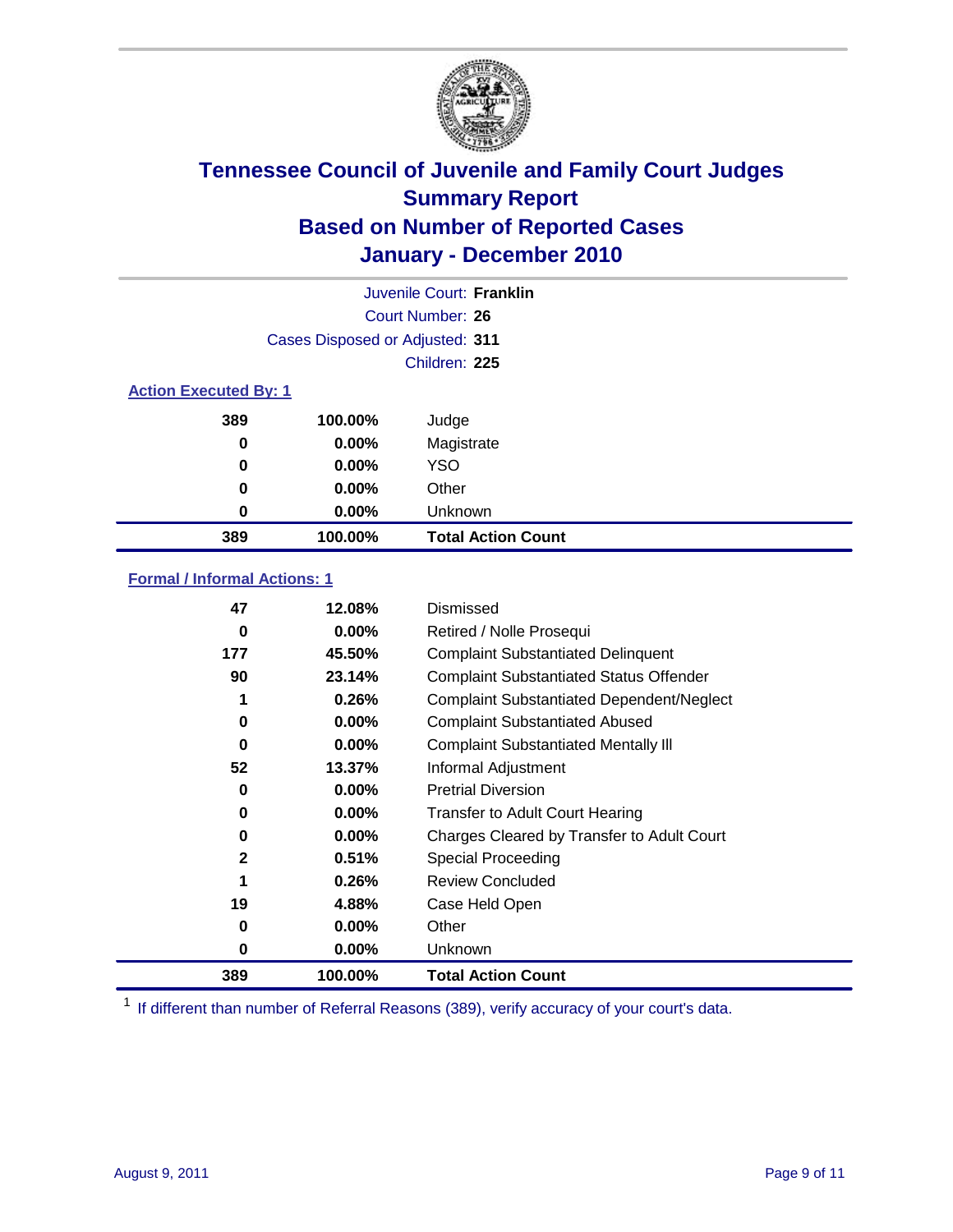# Tennessee Council of Juvenile and Family Court Judges
## Summary Report
## Based on Number of Reported Cases
## January - December 2010

Juvenile Court: **Franklin**

Court Number: **26**

Cases Disposed or Adjusted: **311**

Children: **225**

### Action Executed By: 1

| Count | Percent | Action |
|---|---|---|
| 389 | 100.00% | Judge |
| 0 | 0.00% | Magistrate |
| 0 | 0.00% | YSO |
| 0 | 0.00% | Other |
| 0 | 0.00% | Unknown |
| **389** | **100.00%** | **Total Action Count** |

### Formal / Informal Actions: 1

| Count | Percent | Action |
|---|---|---|
| 47 | 12.08% | Dismissed |
| 0 | 0.00% | Retired / Nolle Prosequi |
| 177 | 45.50% | Complaint Substantiated Delinquent |
| 90 | 23.14% | Complaint Substantiated Status Offender |
| 1 | 0.26% | Complaint Substantiated Dependent/Neglect |
| 0 | 0.00% | Complaint Substantiated Abused |
| 0 | 0.00% | Complaint Substantiated Mentally Ill |
| 52 | 13.37% | Informal Adjustment |
| 0 | 0.00% | Pretrial Diversion |
| 0 | 0.00% | Transfer to Adult Court Hearing |
| 0 | 0.00% | Charges Cleared by Transfer to Adult Court |
| 2 | 0.51% | Special Proceeding |
| 1 | 0.26% | Review Concluded |
| 19 | 4.88% | Case Held Open |
| 0 | 0.00% | Other |
| 0 | 0.00% | Unknown |
| **389** | **100.00%** | **Total Action Count** |

[1] If different than number of Referral Reasons (389), verify accuracy of your court's data.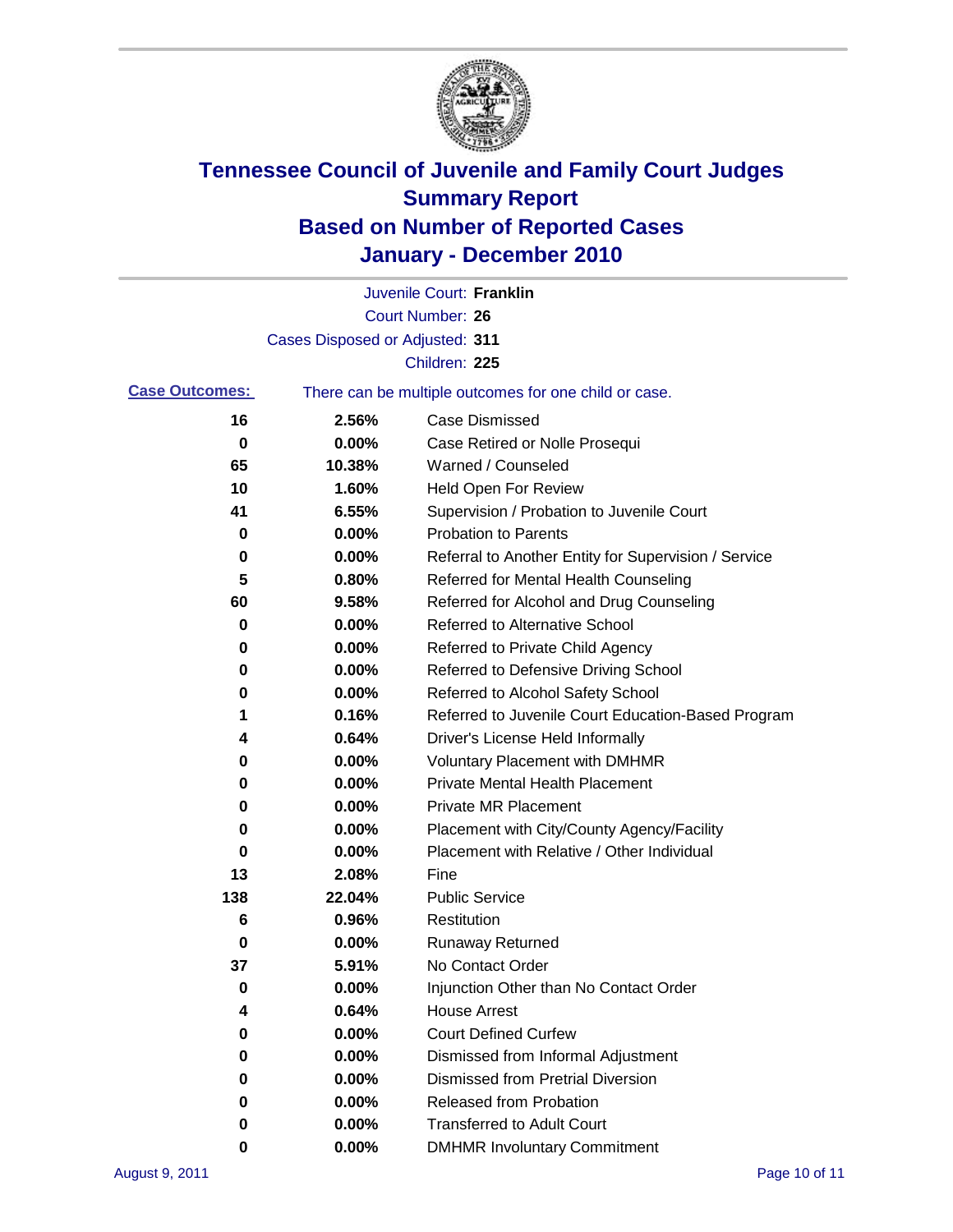# Tennessee Council of Juvenile and Family Court Judges
## Summary Report
## Based on Number of Reported Cases
## January - December 2010

Juvenile Court: **Franklin**

Court Number: **26**

Cases Disposed or Adjusted: **311**

Children: **225**

**Case Outcomes:** There can be multiple outcomes for one child or case.

| | | |
|---|---|---|
| 16 | 2.56% | Case Dismissed |
| 0 | 0.00% | Case Retired or Nolle Prosequi |
| 65 | 10.38% | Warned / Counseled |
| 10 | 1.60% | Held Open For Review |
| 41 | 6.55% | Supervision / Probation to Juvenile Court |
| 0 | 0.00% | Probation to Parents |
| 0 | 0.00% | Referral to Another Entity for Supervision / Service |
| 5 | 0.80% | Referred for Mental Health Counseling |
| 60 | 9.58% | Referred for Alcohol and Drug Counseling |
| 0 | 0.00% | Referred to Alternative School |
| 0 | 0.00% | Referred to Private Child Agency |
| 0 | 0.00% | Referred to Defensive Driving School |
| 0 | 0.00% | Referred to Alcohol Safety School |
| 1 | 0.16% | Referred to Juvenile Court Education-Based Program |
| 4 | 0.64% | Driver's License Held Informally |
| 0 | 0.00% | Voluntary Placement with DMHMR |
| 0 | 0.00% | Private Mental Health Placement |
| 0 | 0.00% | Private MR Placement |
| 0 | 0.00% | Placement with City/County Agency/Facility |
| 0 | 0.00% | Placement with Relative / Other Individual |
| 13 | 2.08% | Fine |
| 138 | 22.04% | Public Service |
| 6 | 0.96% | Restitution |
| 0 | 0.00% | Runaway Returned |
| 37 | 5.91% | No Contact Order |
| 0 | 0.00% | Injunction Other than No Contact Order |
| 4 | 0.64% | House Arrest |
| 0 | 0.00% | Court Defined Curfew |
| 0 | 0.00% | Dismissed from Informal Adjustment |
| 0 | 0.00% | Dismissed from Pretrial Diversion |
| 0 | 0.00% | Released from Probation |
| 0 | 0.00% | Transferred to Adult Court |
| 0 | 0.00% | DMHMR Involuntary Commitment |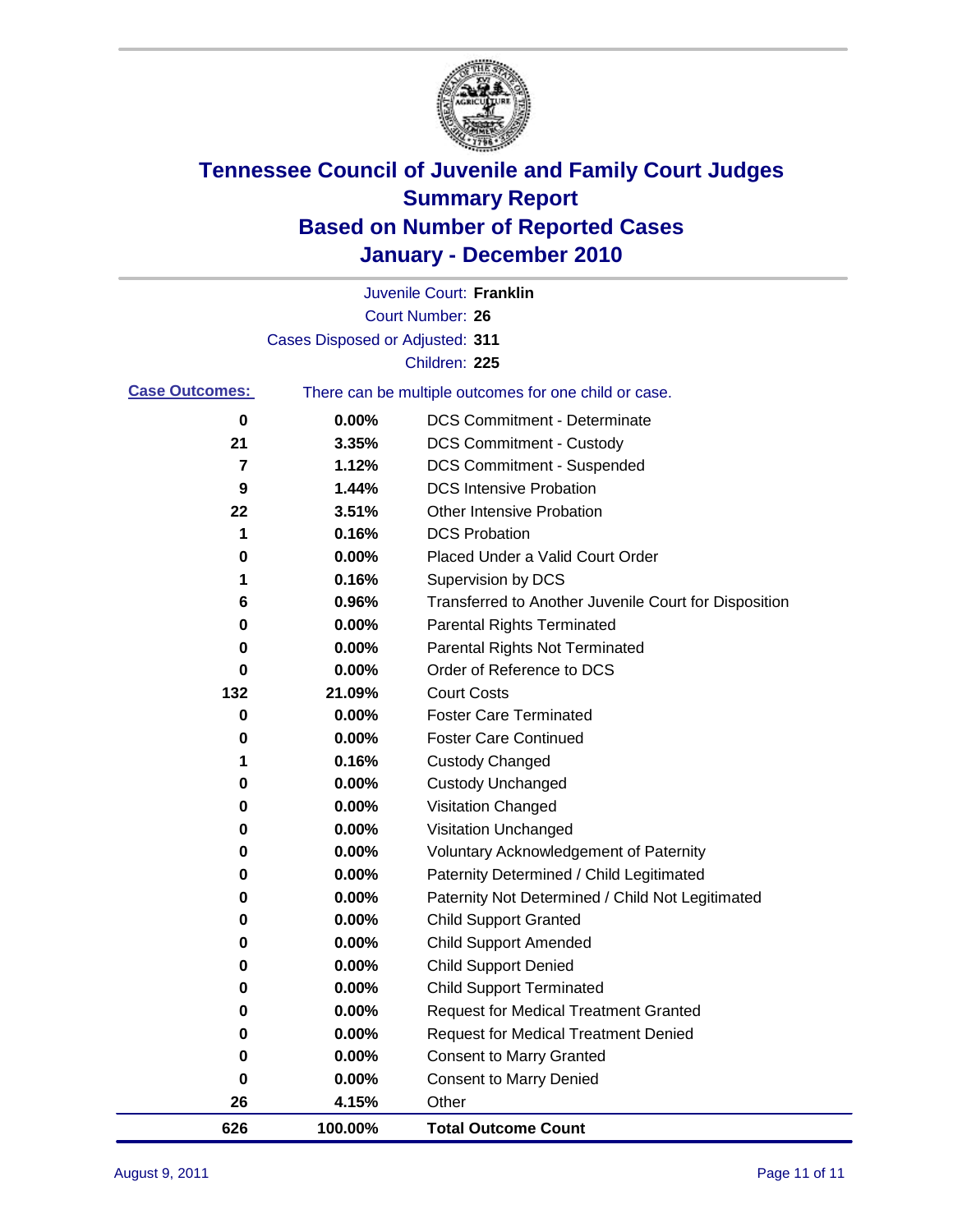# Tennessee Council of Juvenile and Family Court Judges
## Summary Report
## Based on Number of Reported Cases
## January - December 2010

Juvenile Court: **Franklin**

Court Number: **26**

Cases Disposed or Adjusted: **311**

Children: **225**

**Case Outcomes:** There can be multiple outcomes for one child or case.

| | | |
|---|---|---|
| 0 | 0.00% | DCS Commitment - Determinate |
| 21 | 3.35% | DCS Commitment - Custody |
| 7 | 1.12% | DCS Commitment - Suspended |
| 9 | 1.44% | DCS Intensive Probation |
| 22 | 3.51% | Other Intensive Probation |
| 1 | 0.16% | DCS Probation |
| 0 | 0.00% | Placed Under a Valid Court Order |
| 1 | 0.16% | Supervision by DCS |
| 6 | 0.96% | Transferred to Another Juvenile Court for Disposition |
| 0 | 0.00% | Parental Rights Terminated |
| 0 | 0.00% | Parental Rights Not Terminated |
| 0 | 0.00% | Order of Reference to DCS |
| 132 | 21.09% | Court Costs |
| 0 | 0.00% | Foster Care Terminated |
| 0 | 0.00% | Foster Care Continued |
| 1 | 0.16% | Custody Changed |
| 0 | 0.00% | Custody Unchanged |
| 0 | 0.00% | Visitation Changed |
| 0 | 0.00% | Visitation Unchanged |
| 0 | 0.00% | Voluntary Acknowledgement of Paternity |
| 0 | 0.00% | Paternity Determined / Child Legitimated |
| 0 | 0.00% | Paternity Not Determined / Child Not Legitimated |
| 0 | 0.00% | Child Support Granted |
| 0 | 0.00% | Child Support Amended |
| 0 | 0.00% | Child Support Denied |
| 0 | 0.00% | Child Support Terminated |
| 0 | 0.00% | Request for Medical Treatment Granted |
| 0 | 0.00% | Request for Medical Treatment Denied |
| 0 | 0.00% | Consent to Marry Granted |
| 0 | 0.00% | Consent to Marry Denied |
| 26 | 4.15% | Other |
| **626** | **100.00%** | **Total Outcome Count** |

August 9, 2011